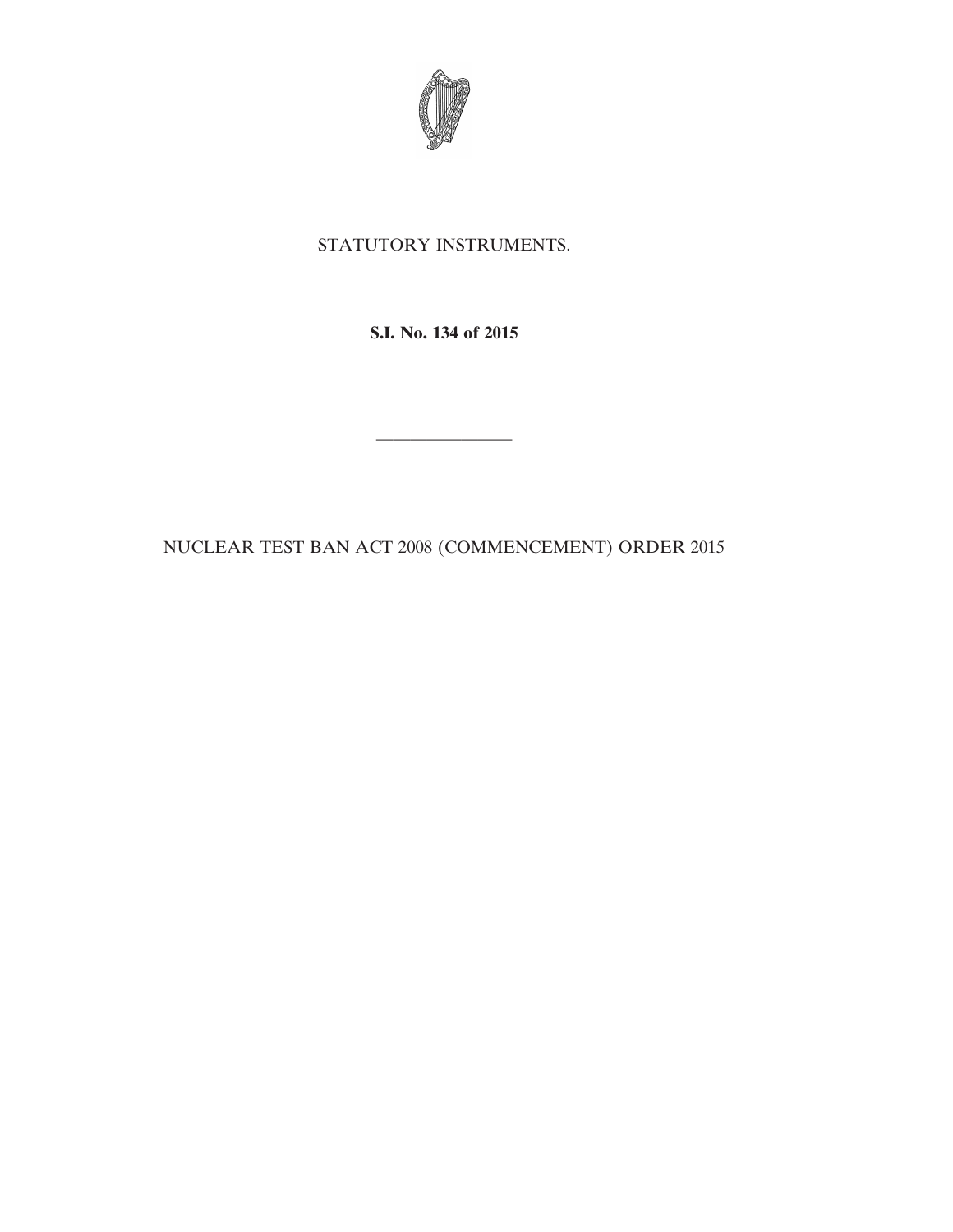STATUTORY INSTRUMENTS.

**S.I. No. 134 of 2015**

---

NUCLEAR TEST BAN ACT 2008 (COMMENCEMENT) ORDER 2015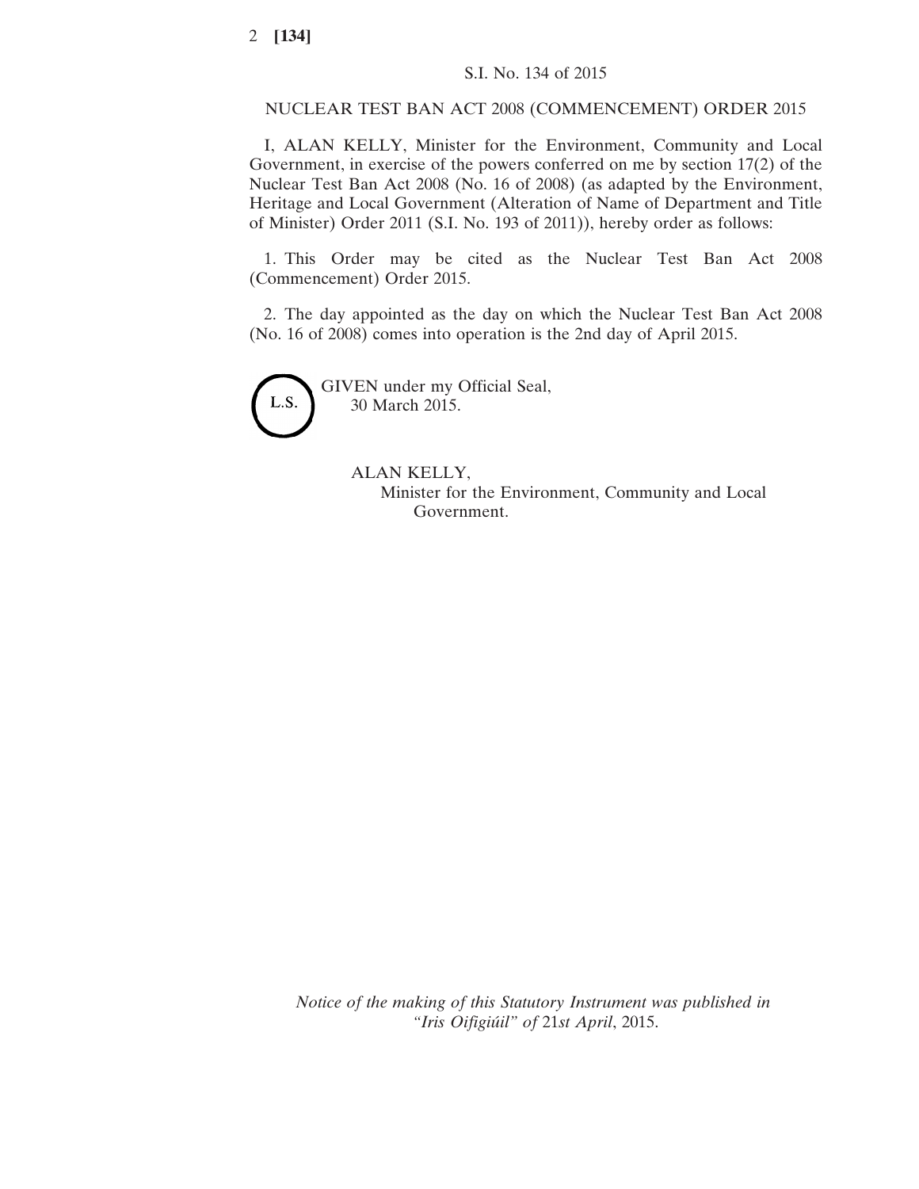S.I. No. 134 of 2015

NUCLEAR TEST BAN ACT 2008 (COMMENCEMENT) ORDER 2015

I, ALAN KELLY, Minister for the Environment, Community and Local Government, in exercise of the powers conferred on me by section 17(2) of the Nuclear Test Ban Act 2008 (No. 16 of 2008) (as adapted by the Environment, Heritage and Local Government (Alteration of Name of Department and Title of Minister) Order 2011 (S.I. No. 193 of 2011)), hereby order as follows:

1. This Order may be cited as the Nuclear Test Ban Act 2008 (Commencement) Order 2015.

2. The day appointed as the day on which the Nuclear Test Ban Act 2008 (No. 16 of 2008) comes into operation is the 2nd day of April 2015.

L.S.

GIVEN under my Official Seal,
30 March 2015.

ALAN KELLY,
Minister for the Environment, Community and Local Government.

*Notice of the making of this Statutory Instrument was published in "Iris Oifigiúil" of* 21*st April*, 2015.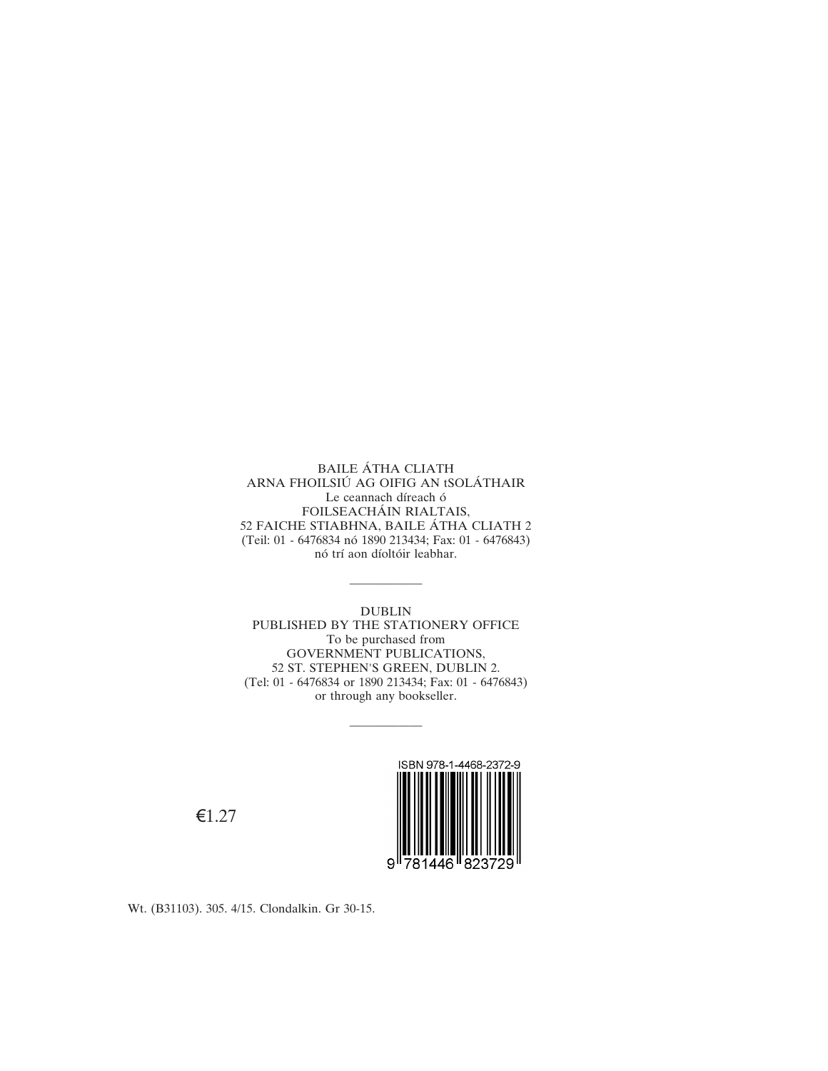BAILE ÁTHA CLIATH
ARNA FHOILSIÚ AG OIFIG AN tSOLÁTHAIR
Le ceannach díreach ó
FOILSEACHÁIN RIALTAIS,
52 FAICHE STIABHNA, BAILE ÁTHA CLIATH 2
(Teil: 01 - 6476834 nó 1890 213434; Fax: 01 - 6476843)
nó trí aon díoltóir leabhar.

---

DUBLIN
PUBLISHED BY THE STATIONERY OFFICE
To be purchased from
GOVERNMENT PUBLICATIONS,
52 ST. STEPHEN'S GREEN, DUBLIN 2.
(Tel: 01 - 6476834 or 1890 213434; Fax: 01 - 6476843)
or through any bookseller.

---

ISBN 978-1-4468-2372-9

9 781446 823729

€1.27

Wt. (B31103). 305. 4/15. Clondalkin. Gr 30-15.